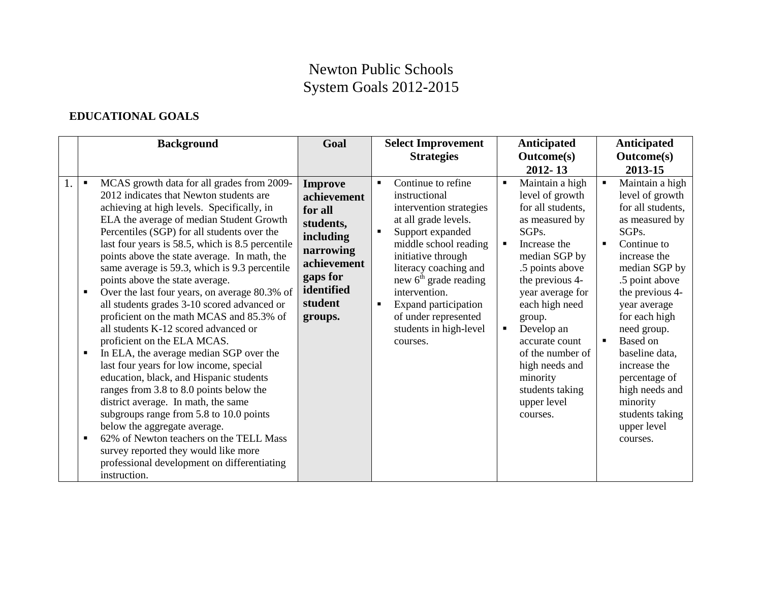# Newton Public Schools
# System Goals 2012-2015

**EDUCATIONAL GOALS**

| | Background | Goal | Select Improvement Strategies | Anticipated Outcome(s) 2012- 13 | Anticipated Outcome(s) 2013-15 |
|---|---|---|---|---|---|
| 1. | ▪ MCAS growth data for all grades from 2009-2012 indicates that Newton students are achieving at high levels. Specifically, in ELA the average of median Student Growth Percentiles (SGP) for all students over the last four years is 58.5, which is 8.5 percentile points above the state average. In math, the same average is 59.3, which is 9.3 percentile points above the state average.<br>▪ Over the last four years, on average 80.3% of all students grades 3-10 scored advanced or proficient on the math MCAS and 85.3% of all students K-12 scored advanced or proficient on the ELA MCAS.<br>▪ In ELA, the average median SGP over the last four years for low income, special education, black, and Hispanic students ranges from 3.8 to 8.0 points below the district average. In math, the same subgroups range from 5.8 to 10.0 points below the aggregate average.<br>▪ 62% of Newton teachers on the TELL Mass survey reported they would like more professional development on differentiating instruction. | **Improve achievement for all students, including narrowing achievement gaps for identified student groups.** | ▪ Continue to refine instructional intervention strategies at all grade levels.<br>▪ Support expanded middle school reading initiative through literacy coaching and new 6th grade reading intervention.<br>▪ Expand participation of under represented students in high-level courses. | ▪ Maintain a high level of growth for all students, as measured by SGPs.<br>▪ Increase the median SGP by .5 points above the previous 4-year average for each high need group.<br>▪ Develop an accurate count of the number of high needs and minority students taking upper level courses. | ▪ Maintain a high level of growth for all students, as measured by SGPs.<br>▪ Continue to increase the median SGP by .5 point above the previous 4-year average for each high need group.<br>▪ Based on baseline data, increase the percentage of high needs and minority students taking upper level courses. |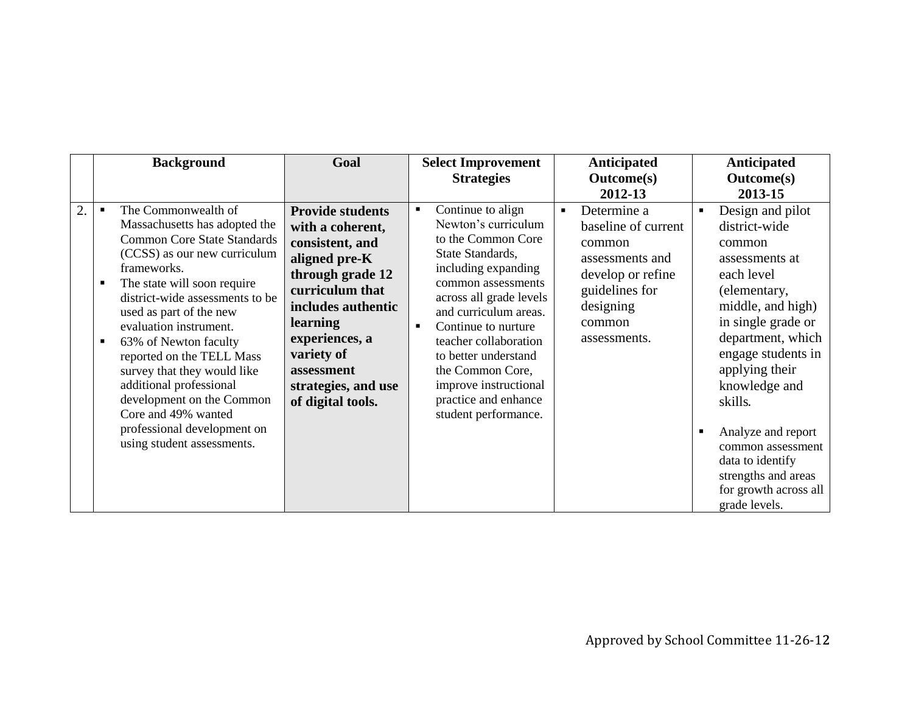| | Background | Goal | Select Improvement Strategies | Anticipated Outcome(s) 2012-13 | Anticipated Outcome(s) 2013-15 |
|---|---|---|---|---|---|
| 2. | ▪ The Commonwealth of Massachusetts has adopted the Common Core State Standards (CCSS) as our new curriculum frameworks.<br>▪ The state will soon require district-wide assessments to be used as part of the new evaluation instrument.<br>▪ 63% of Newton faculty reported on the TELL Mass survey that they would like additional professional development on the Common Core and 49% wanted professional development on using student assessments. | **Provide students with a coherent, consistent, and aligned pre-K through grade 12 curriculum that includes authentic learning experiences, a variety of assessment strategies, and use of digital tools.** | ▪ Continue to align Newton's curriculum to the Common Core State Standards, including expanding common assessments across all grade levels and curriculum areas.<br>▪ Continue to nurture teacher collaboration to better understand the Common Core, improve instructional practice and enhance student performance. | ▪ Determine a baseline of current common assessments and develop or refine guidelines for designing common assessments. | ▪ Design and pilot district-wide common assessments at each level (elementary, middle, and high) in single grade or department, which engage students in applying their knowledge and skills.<br>▪ Analyze and report common assessment data to identify strengths and areas for growth across all grade levels. |

Approved by School Committee 11-26-12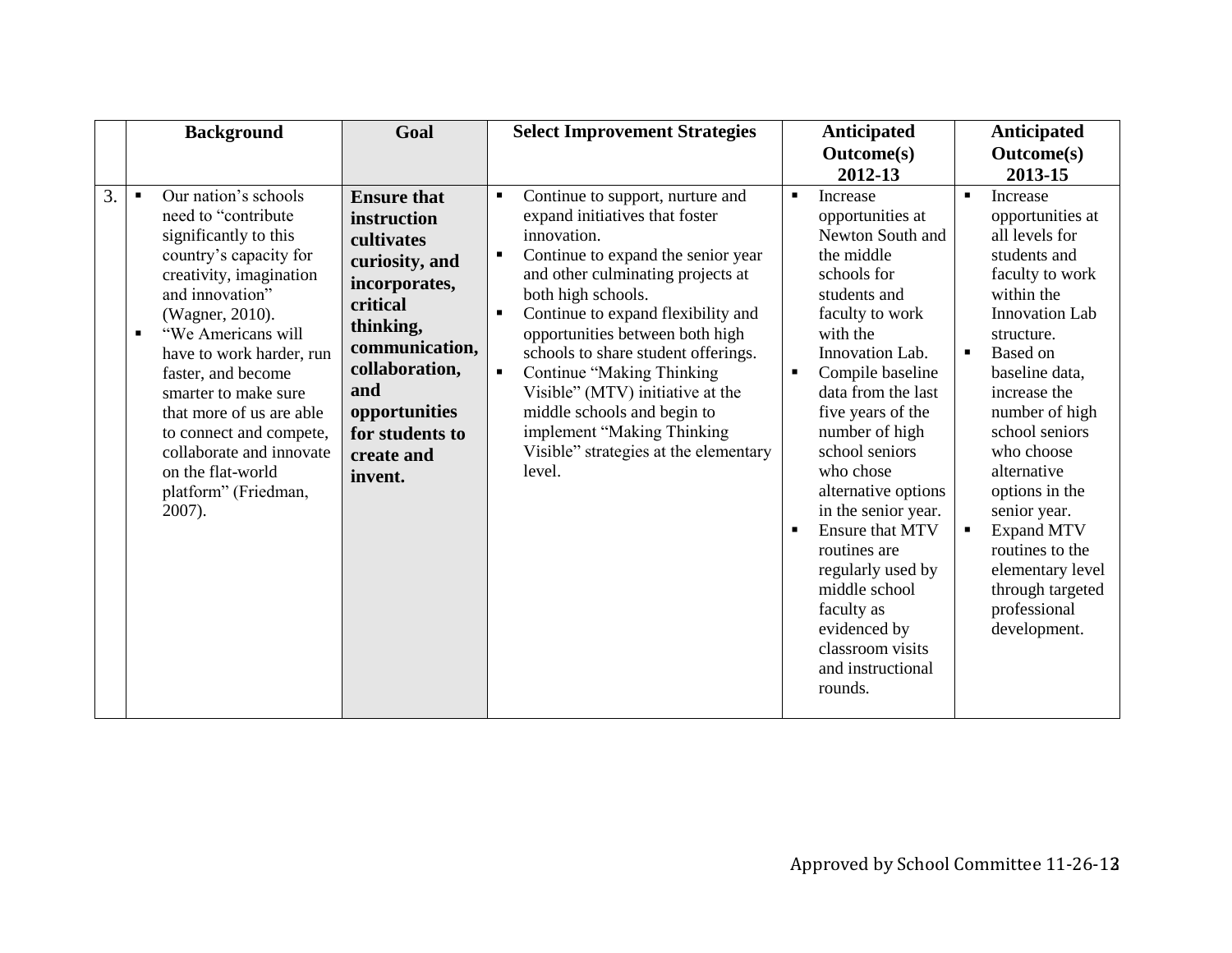| | Background | Goal | Select Improvement Strategies | Anticipated Outcome(s) 2012-13 | Anticipated Outcome(s) 2013-15 |
|---|---|---|---|---|---|
| 3. | ▪ Our nation's schools need to "contribute significantly to this country's capacity for creativity, imagination and innovation" (Wagner, 2010).<br>▪ "We Americans will have to work harder, run faster, and become smarter to make sure that more of us are able to connect and compete, collaborate and innovate on the flat-world platform" (Friedman, 2007). | **Ensure that instruction cultivates curiosity, and incorporates, critical thinking, communication, collaboration, and opportunities for students to create and invent.** | ▪ Continue to support, nurture and expand initiatives that foster innovation.<br>▪ Continue to expand the senior year and other culminating projects at both high schools.<br>▪ Continue to expand flexibility and opportunities between both high schools to share student offerings.<br>▪ Continue "Making Thinking Visible" (MTV) initiative at the middle schools and begin to implement "Making Thinking Visible" strategies at the elementary level. | ▪ Increase opportunities at Newton South and the middle schools for students and faculty to work with the Innovation Lab.<br>▪ Compile baseline data from the last five years of the number of high school seniors who chose alternative options in the senior year.<br>▪ Ensure that MTV routines are regularly used by middle school faculty as evidenced by classroom visits and instructional rounds. | ▪ Increase opportunities at all levels for students and faculty to work within the Innovation Lab structure.<br>▪ Based on baseline data, increase the number of high school seniors who choose alternative options in the senior year.<br>▪ Expand MTV routines to the elementary level through targeted professional development. |

Approved by School Committee 11-26-12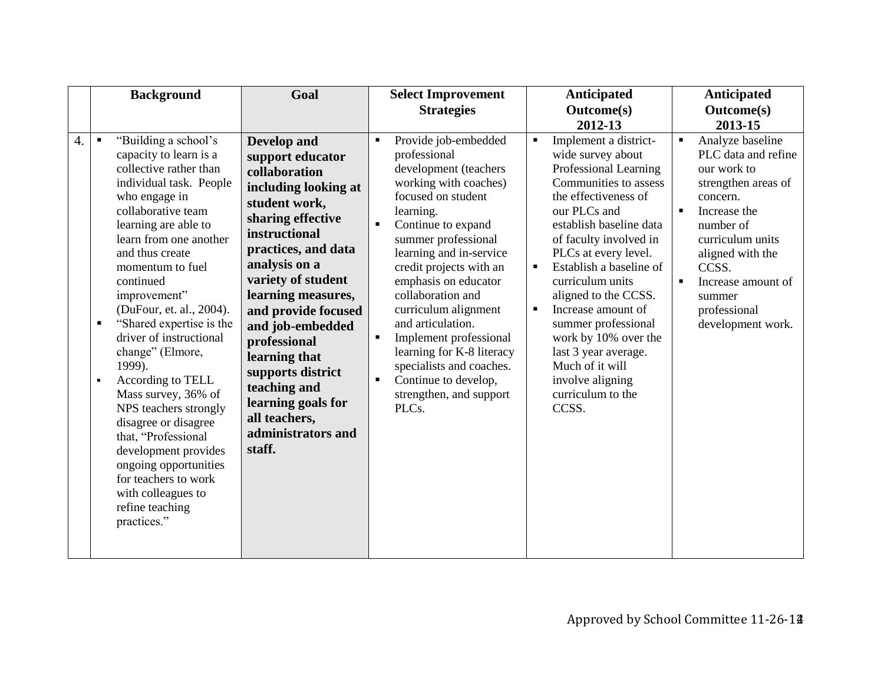| | Background | Goal | Select Improvement Strategies | Anticipated Outcome(s) 2012-13 | Anticipated Outcome(s) 2013-15 |
|---|---|---|---|---|---|
| 4. | ▪ "Building a school's capacity to learn is a collective rather than individual task. People who engage in collaborative team learning are able to learn from one another and thus create momentum to fuel continued improvement" (DuFour, et. al., 2004).<br>▪ "Shared expertise is the driver of instructional change" (Elmore, 1999).<br>▪ According to TELL Mass survey, 36% of NPS teachers strongly disagree or disagree that, "Professional development provides ongoing opportunities for teachers to work with colleagues to refine teaching practices." | **Develop and support educator collaboration including looking at student work, sharing effective instructional practices, and data analysis on a variety of student learning measures, and provide focused and job-embedded professional learning that supports district teaching and learning goals for all teachers, administrators and staff.** | ▪ Provide job-embedded professional development (teachers working with coaches) focused on student learning.<br>▪ Continue to expand summer professional learning and in-service credit projects with an emphasis on educator collaboration and curriculum alignment and articulation.<br>▪ Implement professional learning for K-8 literacy specialists and coaches.<br>▪ Continue to develop, strengthen, and support PLCs. | ▪ Implement a district-wide survey about Professional Learning Communities to assess the effectiveness of our PLCs and establish baseline data of faculty involved in PLCs at every level.<br>▪ Establish a baseline of curriculum units aligned to the CCSS.<br>▪ Increase amount of summer professional work by 10% over the last 3 year average. Much of it will involve aligning curriculum to the CCSS. | ▪ Analyze baseline PLC data and refine our work to strengthen areas of concern.<br>▪ Increase the number of curriculum units aligned with the CCSS.<br>▪ Increase amount of summer professional development work. |

Approved by School Committee 11-26-12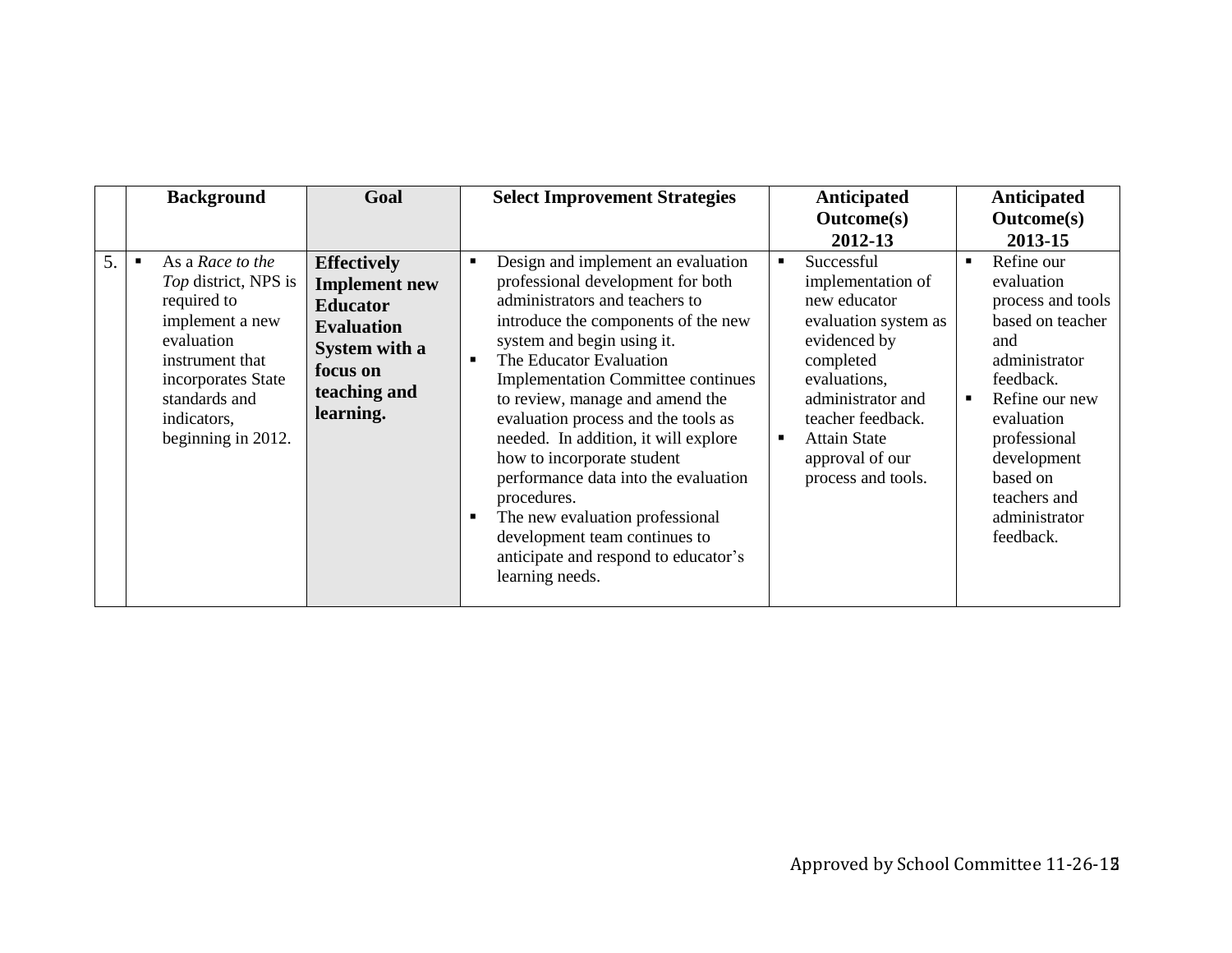| | Background | Goal | Select Improvement Strategies | Anticipated Outcome(s) 2012-13 | Anticipated Outcome(s) 2013-15 |
|---|---|---|---|---|---|
| 5. | ▪ As a *Race to the Top* district, NPS is required to implement a new evaluation instrument that incorporates State standards and indicators, beginning in 2012. | **Effectively Implement new Educator Evaluation System with a focus on teaching and learning.** | ▪ Design and implement an evaluation professional development for both administrators and teachers to introduce the components of the new system and begin using it.<br>▪ The Educator Evaluation Implementation Committee continues to review, manage and amend the evaluation process and the tools as needed. In addition, it will explore how to incorporate student performance data into the evaluation procedures.<br>▪ The new evaluation professional development team continues to anticipate and respond to educator's learning needs. | ▪ Successful implementation of new educator evaluation system as evidenced by completed evaluations, administrator and teacher feedback.<br>▪ Attain State approval of our process and tools. | ▪ Refine our evaluation process and tools based on teacher and administrator feedback.<br>▪ Refine our new evaluation professional development based on teachers and administrator feedback. |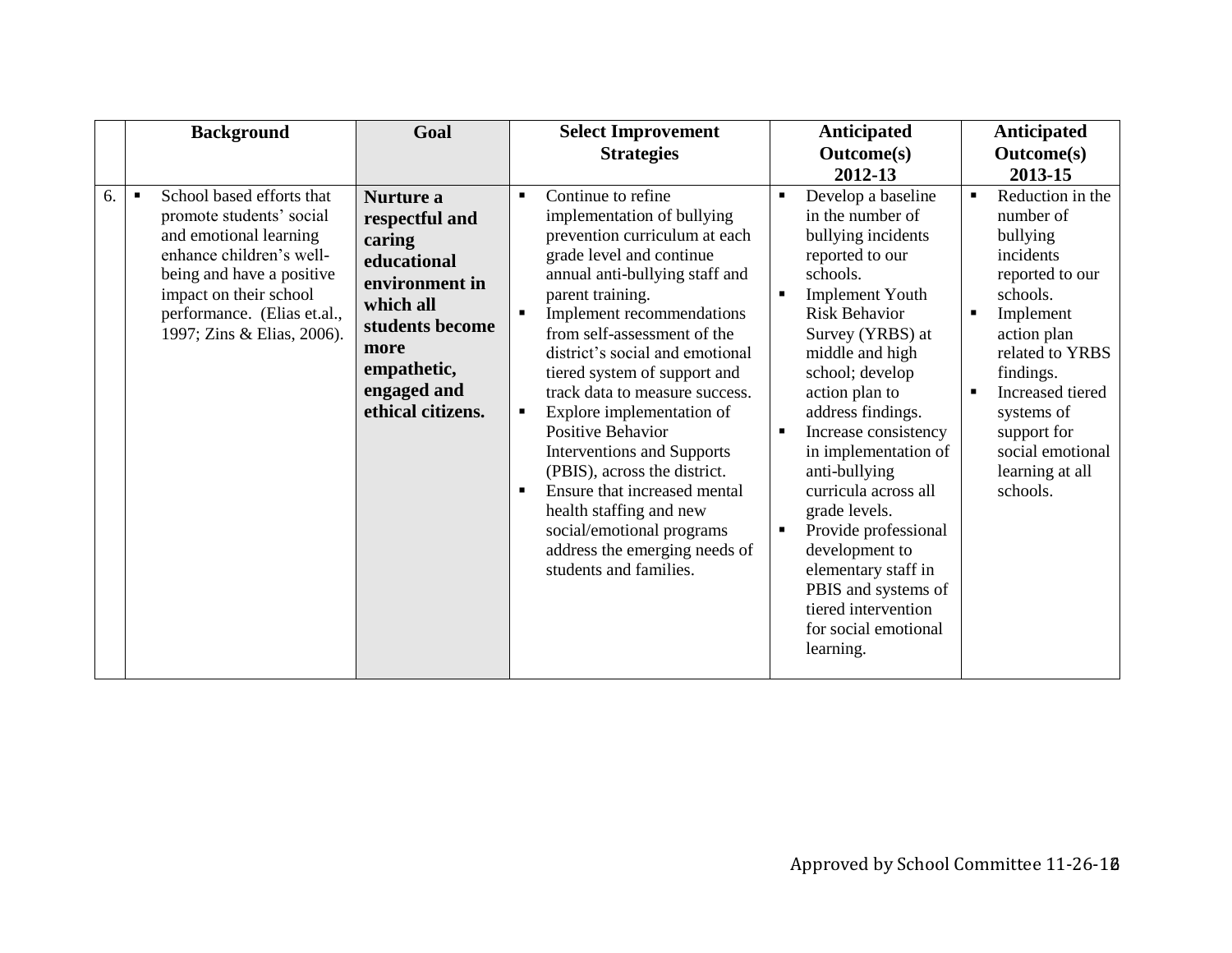| | Background | Goal | Select Improvement Strategies | Anticipated Outcome(s) 2012-13 | Anticipated Outcome(s) 2013-15 |
|---|---|---|---|---|---|
| 6. | ▪ School based efforts that promote students' social and emotional learning enhance children's well-being and have a positive impact on their school performance. (Elias et.al., 1997; Zins & Elias, 2006). | **Nurture a respectful and caring educational environment in which all students become more empathetic, engaged and ethical citizens.** | ▪ Continue to refine implementation of bullying prevention curriculum at each grade level and continue annual anti-bullying staff and parent training.<br>▪ Implement recommendations from self-assessment of the district's social and emotional tiered system of support and track data to measure success.<br>▪ Explore implementation of Positive Behavior Interventions and Supports (PBIS), across the district.<br>▪ Ensure that increased mental health staffing and new social/emotional programs address the emerging needs of students and families. | ▪ Develop a baseline in the number of bullying incidents reported to our schools.<br>▪ Implement Youth Risk Behavior Survey (YRBS) at middle and high school; develop action plan to address findings.<br>▪ Increase consistency in implementation of anti-bullying curricula across all grade levels.<br>▪ Provide professional development to elementary staff in PBIS and systems of tiered intervention for social emotional learning. | ▪ Reduction in the number of bullying incidents reported to our schools.<br>▪ Implement action plan related to YRBS findings.<br>▪ Increased tiered systems of support for social emotional learning at all schools. |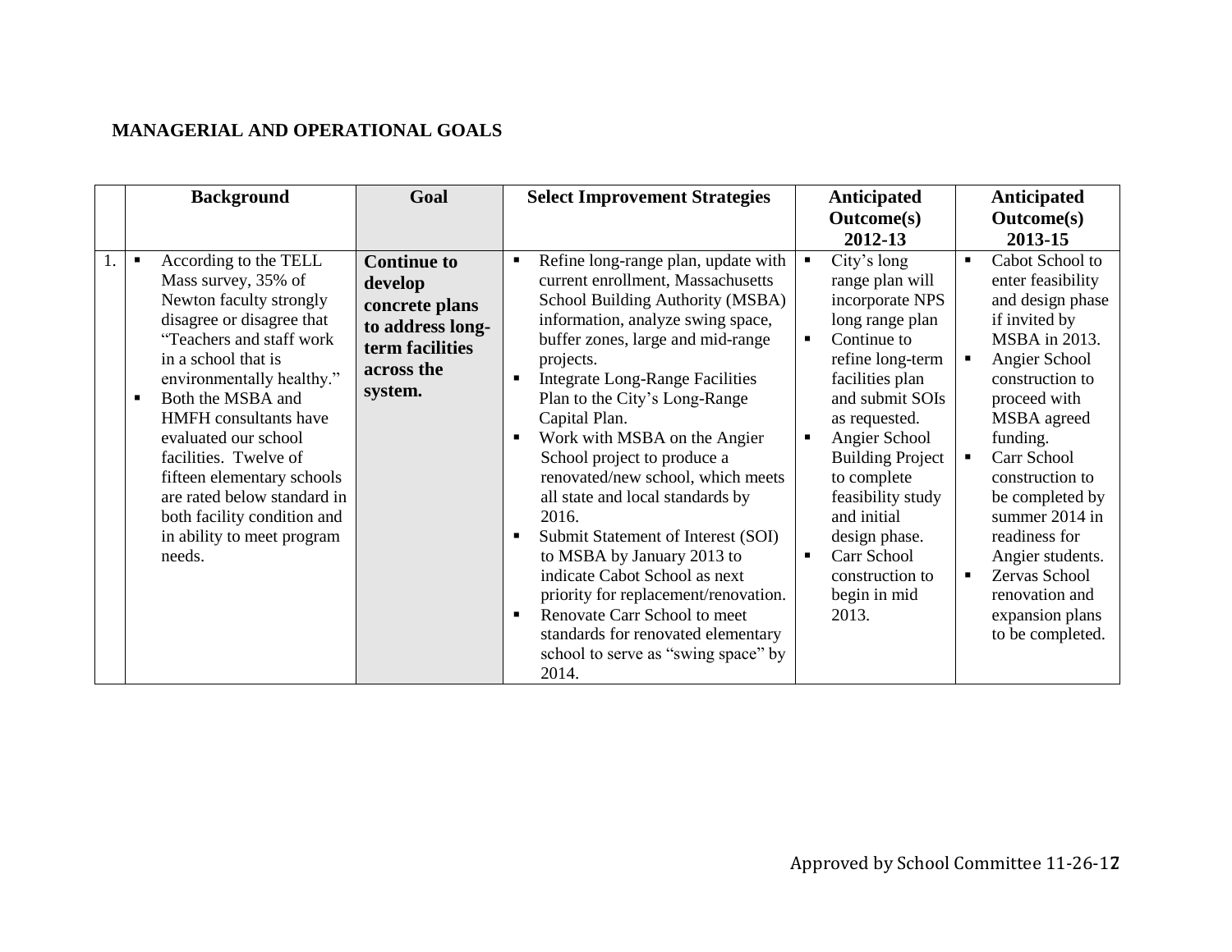**MANAGERIAL AND OPERATIONAL GOALS**

| | Background | Goal | Select Improvement Strategies | Anticipated Outcome(s) 2012-13 | Anticipated Outcome(s) 2013-15 |
|---|---|---|---|---|---|
| 1. | ▪ According to the TELL Mass survey, 35% of Newton faculty strongly disagree or disagree that "Teachers and staff work in a school that is environmentally healthy."<br>▪ Both the MSBA and HMFH consultants have evaluated our school facilities. Twelve of fifteen elementary schools are rated below standard in both facility condition and in ability to meet program needs. | **Continue to develop concrete plans to address long-term facilities across the system.** | ▪ Refine long-range plan, update with current enrollment, Massachusetts School Building Authority (MSBA) information, analyze swing space, buffer zones, large and mid-range projects.<br>▪ Integrate Long-Range Facilities Plan to the City's Long-Range Capital Plan.<br>▪ Work with MSBA on the Angier School project to produce a renovated/new school, which meets all state and local standards by 2016.<br>▪ Submit Statement of Interest (SOI) to MSBA by January 2013 to indicate Cabot School as next priority for replacement/renovation.<br>▪ Renovate Carr School to meet standards for renovated elementary school to serve as "swing space" by 2014. | ▪ City's long range plan will incorporate NPS long range plan<br>▪ Continue to refine long-term facilities plan and submit SOIs as requested.<br>▪ Angier School Building Project to complete feasibility study and initial design phase.<br>▪ Carr School construction to begin in mid 2013. | ▪ Cabot School to enter feasibility and design phase if invited by MSBA in 2013.<br>▪ Angier School construction to proceed with MSBA agreed funding.<br>▪ Carr School construction to be completed by summer 2014 in readiness for Angier students.<br>▪ Zervas School renovation and expansion plans to be completed. |

Approved by School Committee 11-26-12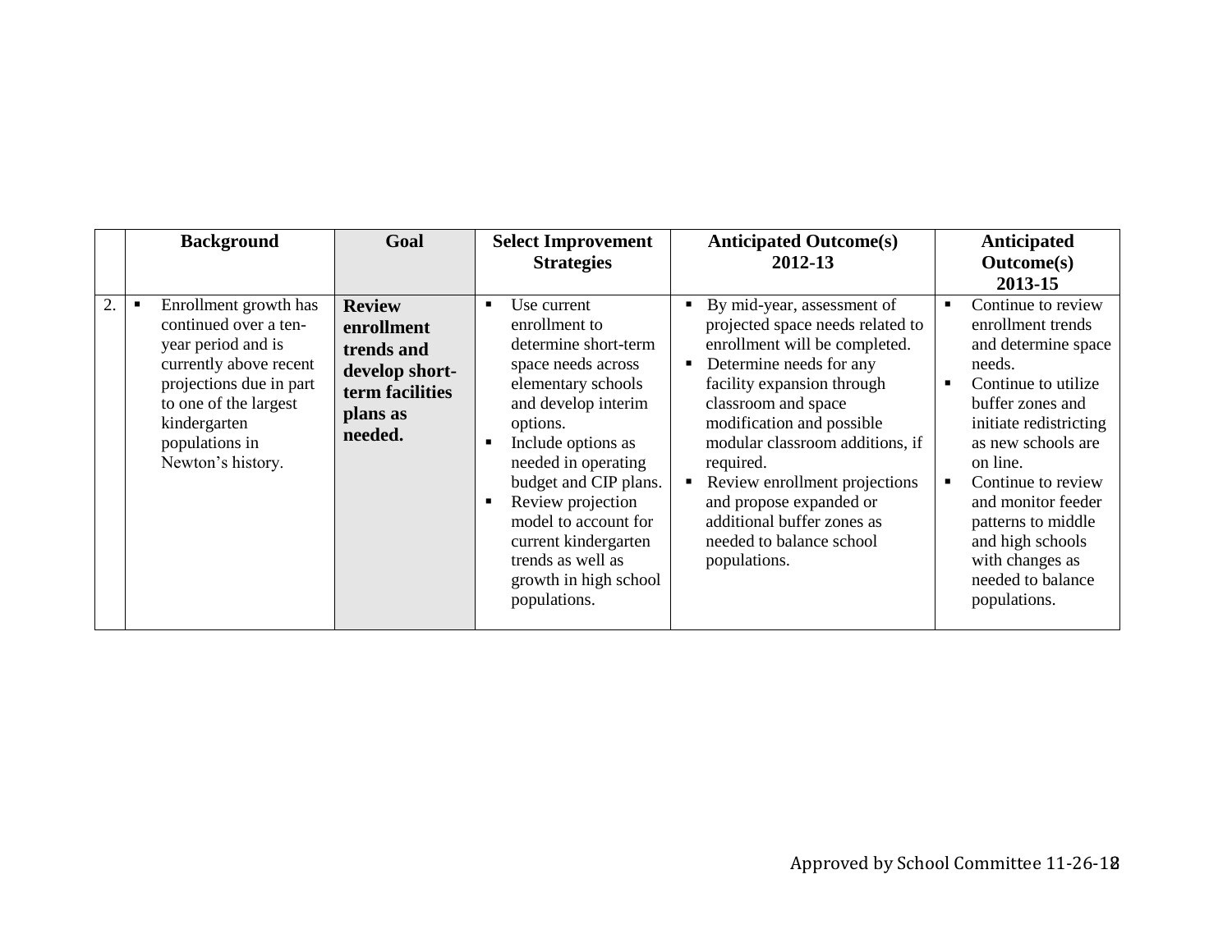| | Background | Goal | Select Improvement Strategies | Anticipated Outcome(s) 2012-13 | Anticipated Outcome(s) 2013-15 |
|---|---|---|---|---|---|
| 2. | ▪ Enrollment growth has continued over a ten-year period and is currently above recent projections due in part to one of the largest kindergarten populations in Newton's history. | **Review enrollment trends and develop short-term facilities plans as needed.** | ▪ Use current enrollment to determine short-term space needs across elementary schools and develop interim options.<br>▪ Include options as needed in operating budget and CIP plans.<br>▪ Review projection model to account for current kindergarten trends as well as growth in high school populations. | ▪ By mid-year, assessment of projected space needs related to enrollment will be completed.<br>▪ Determine needs for any facility expansion through classroom and space modification and possible modular classroom additions, if required.<br>▪ Review enrollment projections and propose expanded or additional buffer zones as needed to balance school populations. | ▪ Continue to review enrollment trends and determine space needs.<br>▪ Continue to utilize buffer zones and initiate redistricting as new schools are on line.<br>▪ Continue to review and monitor feeder patterns to middle and high schools with changes as needed to balance populations. |

Approved by School Committee 11-26-12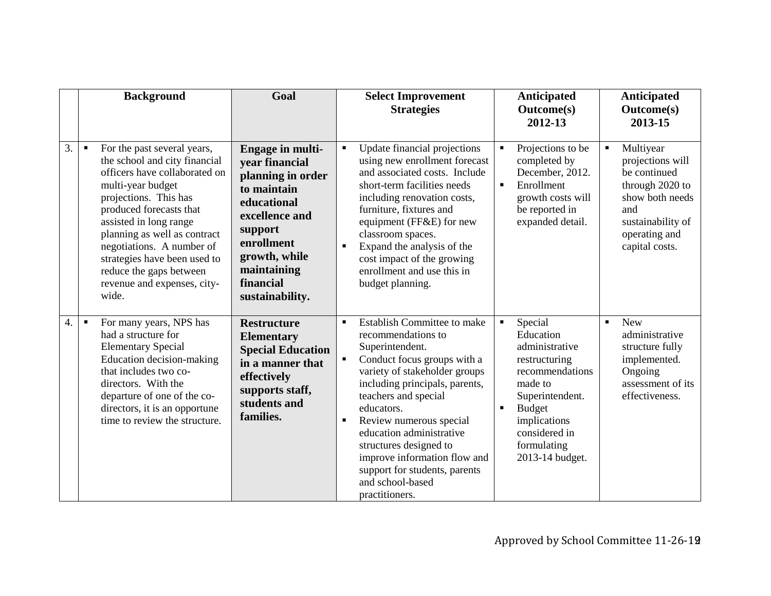| | Background | Goal | Select Improvement Strategies | Anticipated Outcome(s) 2012-13 | Anticipated Outcome(s) 2013-15 |
|---|---|---|---|---|---|
| 3. | ▪ For the past several years, the school and city financial officers have collaborated on multi-year budget projections. This has produced forecasts that assisted in long range planning as well as contract negotiations. A number of strategies have been used to reduce the gaps between revenue and expenses, city-wide. | **Engage in multi-year financial planning in order to maintain educational excellence and support enrollment growth, while maintaining financial sustainability.** | ▪ Update financial projections using new enrollment forecast and associated costs. Include short-term facilities needs including renovation costs, furniture, fixtures and equipment (FF&E) for new classroom spaces.<br>▪ Expand the analysis of the cost impact of the growing enrollment and use this in budget planning. | ▪ Projections to be completed by December, 2012.<br>▪ Enrollment growth costs will be reported in expanded detail. | ▪ Multiyear projections will be continued through 2020 to show both needs and sustainability of operating and capital costs. |
| 4. | ▪ For many years, NPS has had a structure for Elementary Special Education decision-making that includes two co-directors. With the departure of one of the co-directors, it is an opportune time to review the structure. | **Restructure Elementary Special Education in a manner that effectively supports staff, students and families.** | ▪ Establish Committee to make recommendations to Superintendent.<br>▪ Conduct focus groups with a variety of stakeholder groups including principals, parents, teachers and special educators.<br>▪ Review numerous special education administrative structures designed to improve information flow and support for students, parents and school-based practitioners. | ▪ Special Education administrative restructuring recommendations made to Superintendent.<br>▪ Budget implications considered in formulating 2013-14 budget. | ▪ New administrative structure fully implemented. Ongoing assessment of its effectiveness. |

Approved by School Committee 11-26-12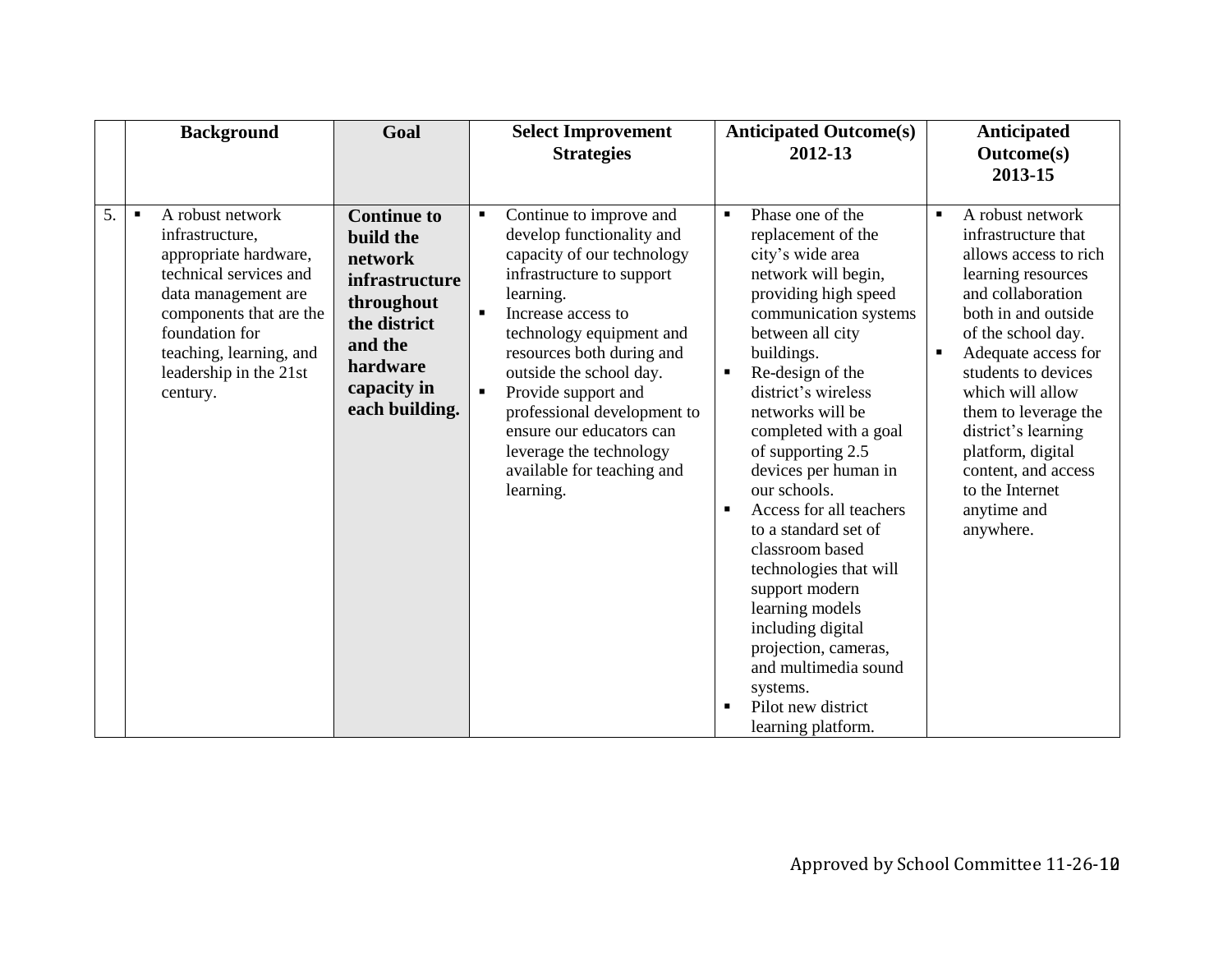| | Background | Goal | Select Improvement Strategies | Anticipated Outcome(s) 2012-13 | Anticipated Outcome(s) 2013-15 |
|---|---|---|---|---|---|
| 5. | ▪ A robust network infrastructure, appropriate hardware, technical services and data management are components that are the foundation for teaching, learning, and leadership in the 21st century. | **Continue to build the network infrastructure throughout the district and the hardware capacity in each building.** | ▪ Continue to improve and develop functionality and capacity of our technology infrastructure to support learning.<br>▪ Increase access to technology equipment and resources both during and outside the school day.<br>▪ Provide support and professional development to ensure our educators can leverage the technology available for teaching and learning. | ▪ Phase one of the replacement of the city's wide area network will begin, providing high speed communication systems between all city buildings.<br>▪ Re-design of the district's wireless networks will be completed with a goal of supporting 2.5 devices per human in our schools.<br>▪ Access for all teachers to a standard set of classroom based technologies that will support modern learning models including digital projection, cameras, and multimedia sound systems.<br>▪ Pilot new district learning platform. | ▪ A robust network infrastructure that allows access to rich learning resources and collaboration both in and outside of the school day.<br>▪ Adequate access for students to devices which will allow them to leverage the district's learning platform, digital content, and access to the Internet anytime and anywhere. |

Approved by School Committee 11-26-12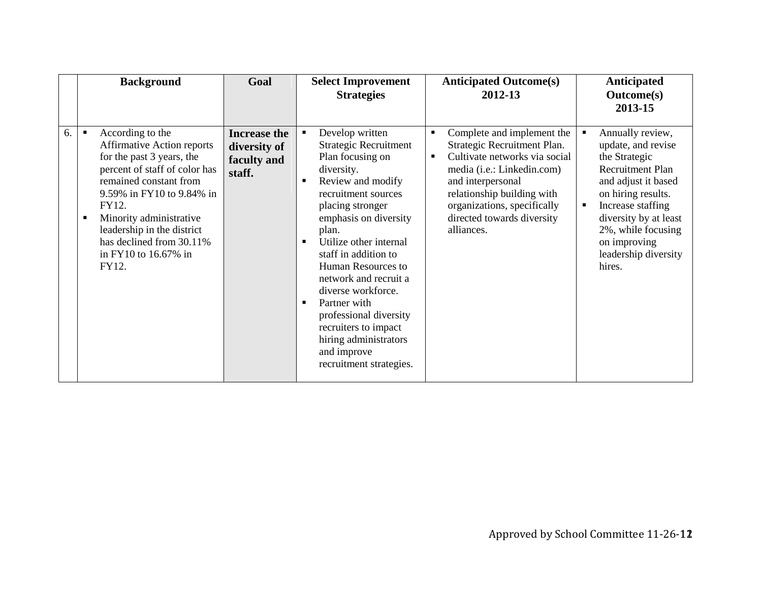| | Background | Goal | Select Improvement Strategies | Anticipated Outcome(s) 2012-13 | Anticipated Outcome(s) 2013-15 |
|---|---|---|---|---|---|
| 6. | ▪ According to the Affirmative Action reports for the past 3 years, the percent of staff of color has remained constant from 9.59% in FY10 to 9.84% in FY12.<br>▪ Minority administrative leadership in the district has declined from 30.11% in FY10 to 16.67% in FY12. | **Increase the diversity of faculty and staff.** | ▪ Develop written Strategic Recruitment Plan focusing on diversity.<br>▪ Review and modify recruitment sources placing stronger emphasis on diversity plan.<br>▪ Utilize other internal staff in addition to Human Resources to network and recruit a diverse workforce.<br>▪ Partner with professional diversity recruiters to impact hiring administrators and improve recruitment strategies. | ▪ Complete and implement the Strategic Recruitment Plan.<br>▪ Cultivate networks via social media (i.e.: Linkedin.com) and interpersonal relationship building with organizations, specifically directed towards diversity alliances. | ▪ Annually review, update, and revise the Strategic Recruitment Plan and adjust it based on hiring results.<br>▪ Increase staffing diversity by at least 2%, while focusing on improving leadership diversity hires. |

Approved by School Committee 11-26-12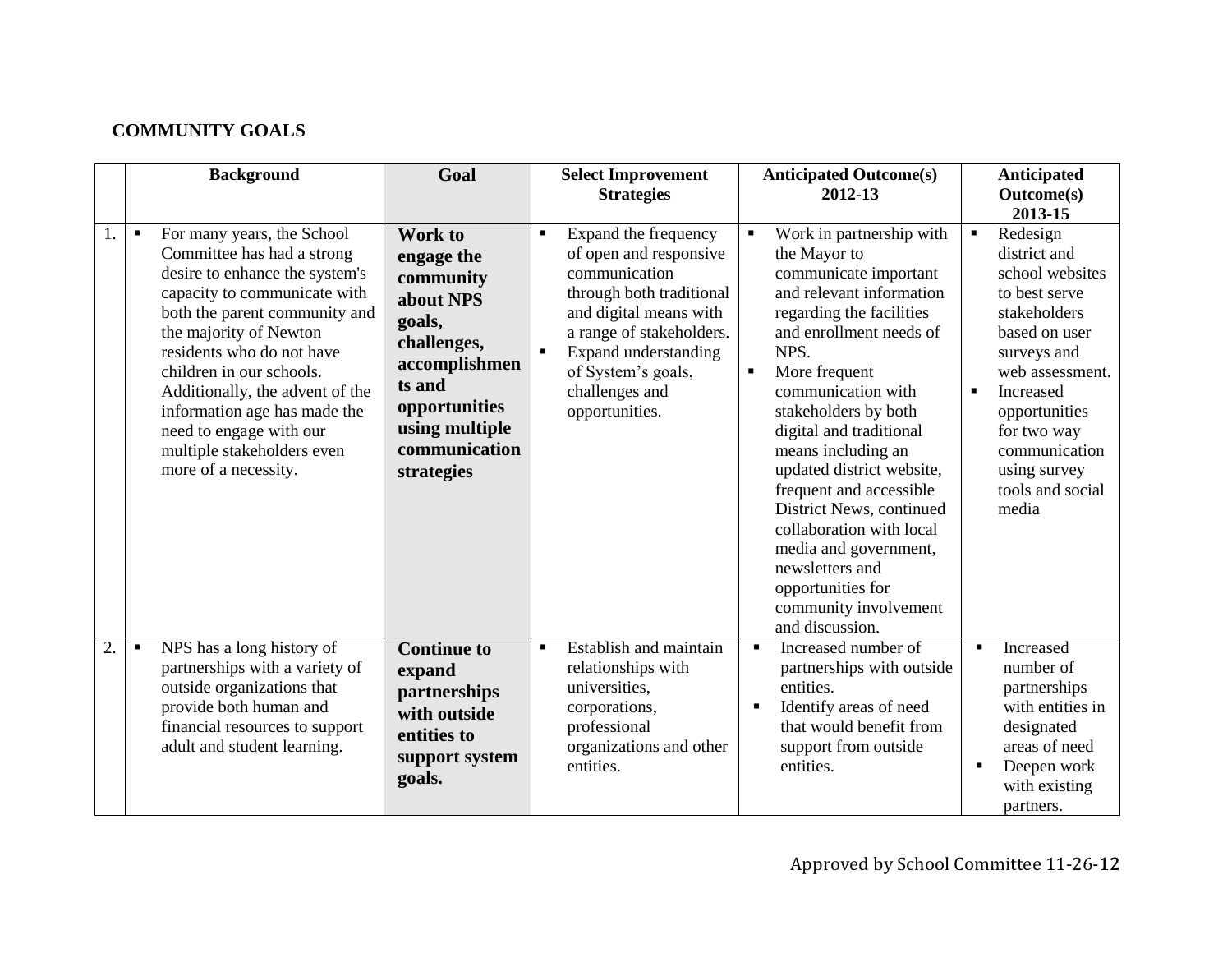**COMMUNITY GOALS**

| | Background | Goal | Select Improvement Strategies | Anticipated Outcome(s) 2012-13 | Anticipated Outcome(s) 2013-15 |
|---|---|---|---|---|---|
| 1. | ▪ For many years, the School Committee has had a strong desire to enhance the system's capacity to communicate with both the parent community and the majority of Newton residents who do not have children in our schools. Additionally, the advent of the information age has made the need to engage with our multiple stakeholders even more of a necessity. | **Work to engage the community about NPS goals, challenges, accomplishments and opportunities using multiple communication strategies** | ▪ Expand the frequency of open and responsive communication through both traditional and digital means with a range of stakeholders.<br>▪ Expand understanding of System's goals, challenges and opportunities. | ▪ Work in partnership with the Mayor to communicate important and relevant information regarding the facilities and enrollment needs of NPS.<br>▪ More frequent communication with stakeholders by both digital and traditional means including an updated district website, frequent and accessible District News, continued collaboration with local media and government, newsletters and opportunities for community involvement and discussion. | ▪ Redesign district and school websites to best serve stakeholders based on user surveys and web assessment.<br>▪ Increased opportunities for two way communication using survey tools and social media |
| 2. | ▪ NPS has a long history of partnerships with a variety of outside organizations that provide both human and financial resources to support adult and student learning. | **Continue to expand partnerships with outside entities to support system goals.** | ▪ Establish and maintain relationships with universities, corporations, professional organizations and other entities. | ▪ Increased number of partnerships with outside entities.<br>▪ Identify areas of need that would benefit from support from outside entities. | ▪ Increased number of partnerships with entities in designated areas of need<br>▪ Deepen work with existing partners. |

Approved by School Committee 11-26-12